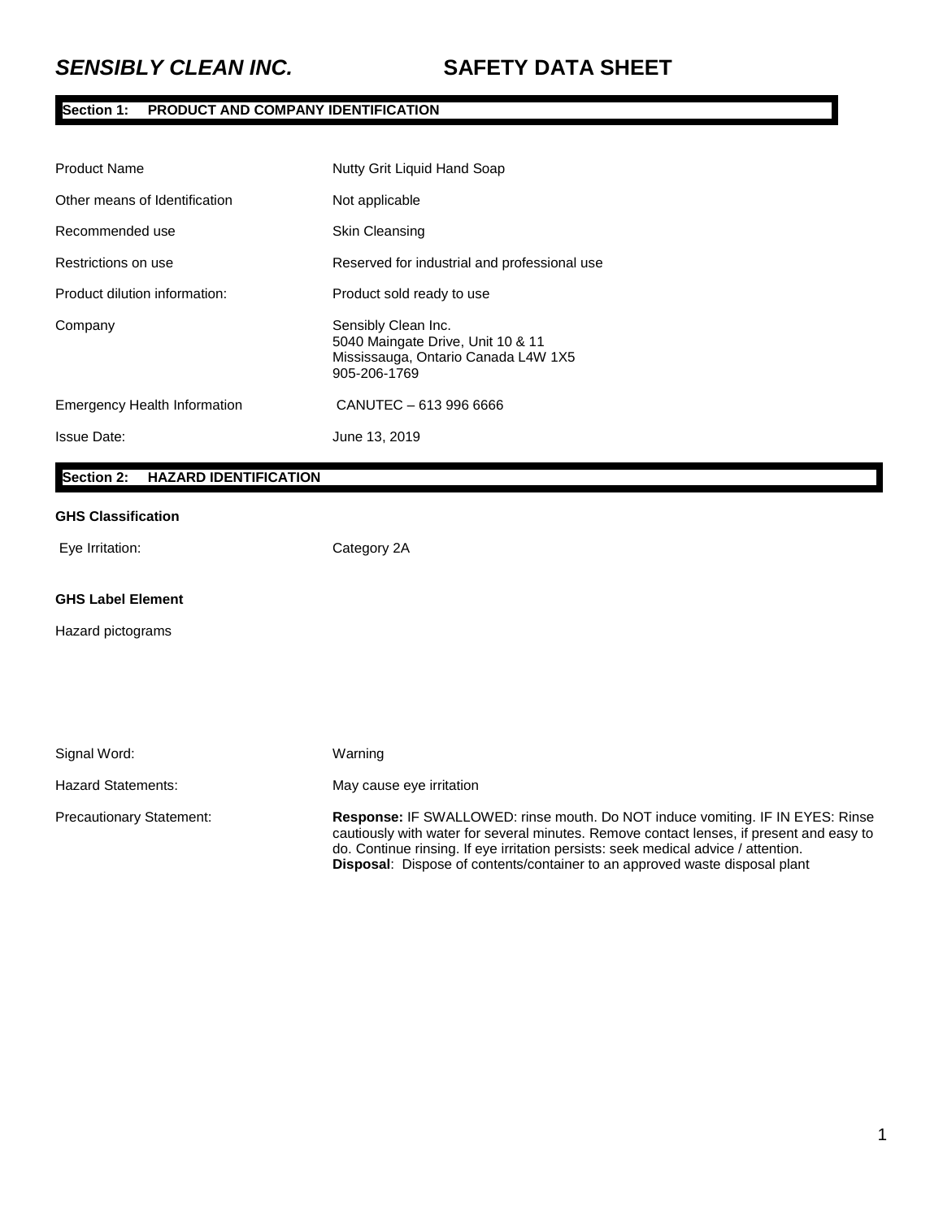# *SENSIBLY CLEAN INC.* SAFETY DATA SHEET

## Section 1: PRODUCT AND COMPANY IDENTIFICATION

| | |
|---|---|
| Product Name | Nutty Grit Liquid Hand Soap |
| Other means of Identification | Not applicable |
| Recommended use | Skin Cleansing |
| Restrictions on use | Reserved for industrial and professional use |
| Product dilution information: | Product sold ready to use |
| Company | Sensibly Clean Inc.<br>5040 Maingate Drive, Unit 10 & 11<br>Mississauga, Ontario Canada L4W 1X5<br>905-206-1769 |
| Emergency Health Information | CANUTEC – 613 996 6666 |
| Issue Date: | June 13, 2019 |

## Section 2: HAZARD IDENTIFICATION

**GHS Classification**

Eye Irritation: Category 2A

**GHS Label Element**

Hazard pictograms

Signal Word: Warning

Hazard Statements: May cause eye irritation

Precautionary Statement: **Response:** IF SWALLOWED: rinse mouth. Do NOT induce vomiting. IF IN EYES: Rinse cautiously with water for several minutes. Remove contact lenses, if present and easy to do. Continue rinsing. If eye irritation persists: seek medical advice / attention.
**Disposal**: Dispose of contents/container to an approved waste disposal plant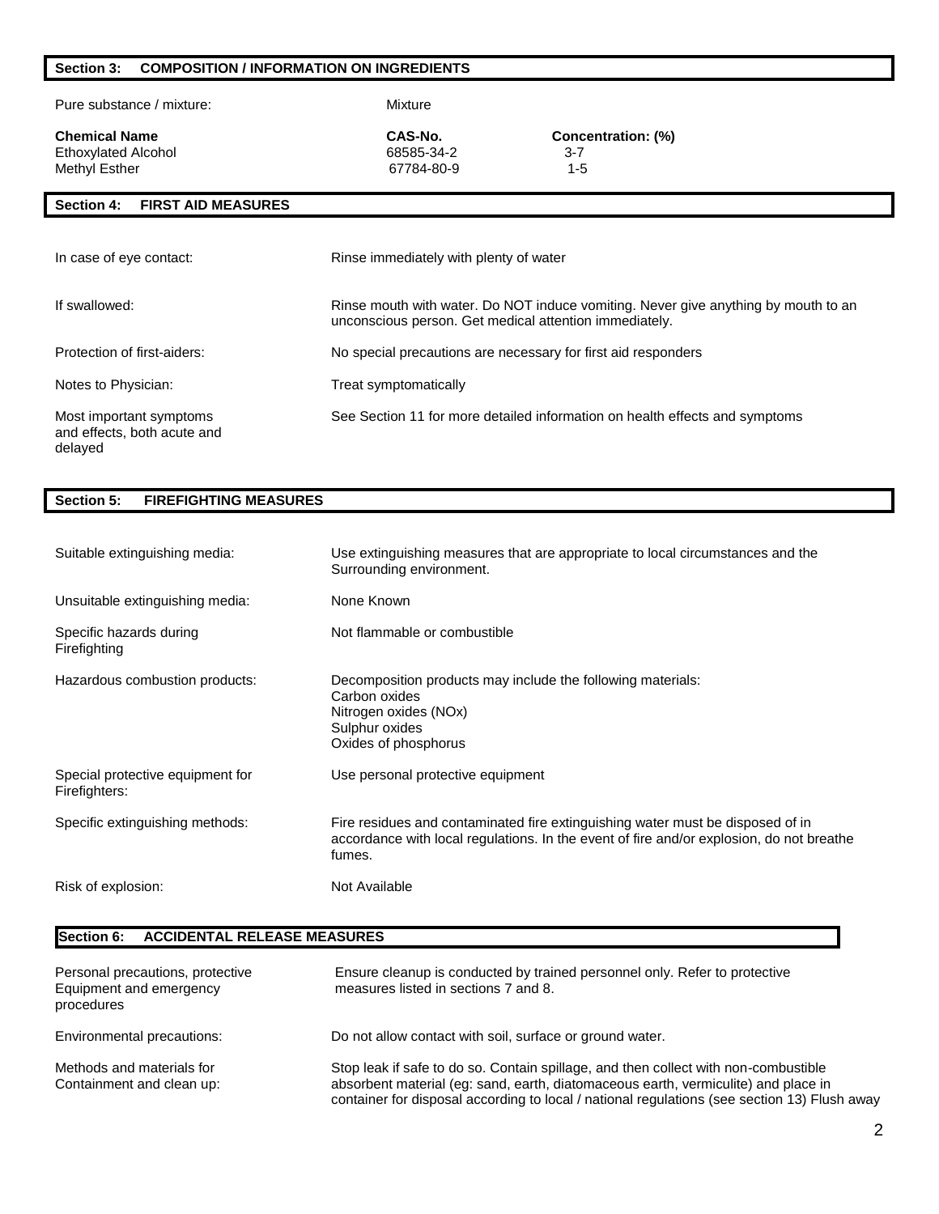## Section 3: COMPOSITION / INFORMATION ON INGREDIENTS

Pure substance / mixture: Mixture

| Chemical Name | CAS-No. | Concentration: (%) |
|---|---|---|
| Ethoxylated Alcohol | 68585-34-2 | 3-7 |
| Methyl Esther | 67784-80-9 | 1-5 |

## Section 4: FIRST AID MEASURES

| | |
|---|---|
| In case of eye contact: | Rinse immediately with plenty of water |
| If swallowed: | Rinse mouth with water. Do NOT induce vomiting. Never give anything by mouth to an unconscious person. Get medical attention immediately. |
| Protection of first-aiders: | No special precautions are necessary for first aid responders |
| Notes to Physician: | Treat symptomatically |
| Most important symptoms and effects, both acute and delayed | See Section 11 for more detailed information on health effects and symptoms |

## Section 5: FIREFIGHTING MEASURES

| | |
|---|---|
| Suitable extinguishing media: | Use extinguishing measures that are appropriate to local circumstances and the Surrounding environment. |
| Unsuitable extinguishing media: | None Known |
| Specific hazards during Firefighting | Not flammable or combustible |
| Hazardous combustion products: | Decomposition products may include the following materials:<br>Carbon oxides<br>Nitrogen oxides (NOx)<br>Sulphur oxides<br>Oxides of phosphorus |
| Special protective equipment for Firefighters: | Use personal protective equipment |
| Specific extinguishing methods: | Fire residues and contaminated fire extinguishing water must be disposed of in accordance with local regulations. In the event of fire and/or explosion, do not breathe fumes. |
| Risk of explosion: | Not Available |

## Section 6: ACCIDENTAL RELEASE MEASURES

| | |
|---|---|
| Personal precautions, protective Equipment and emergency procedures | Ensure cleanup is conducted by trained personnel only. Refer to protective measures listed in sections 7 and 8. |
| Environmental precautions: | Do not allow contact with soil, surface or ground water. |
| Methods and materials for Containment and clean up: | Stop leak if safe to do so. Contain spillage, and then collect with non-combustible absorbent material (eg: sand, earth, diatomaceous earth, vermiculite) and place in container for disposal according to local / national regulations (see section 13) Flush away |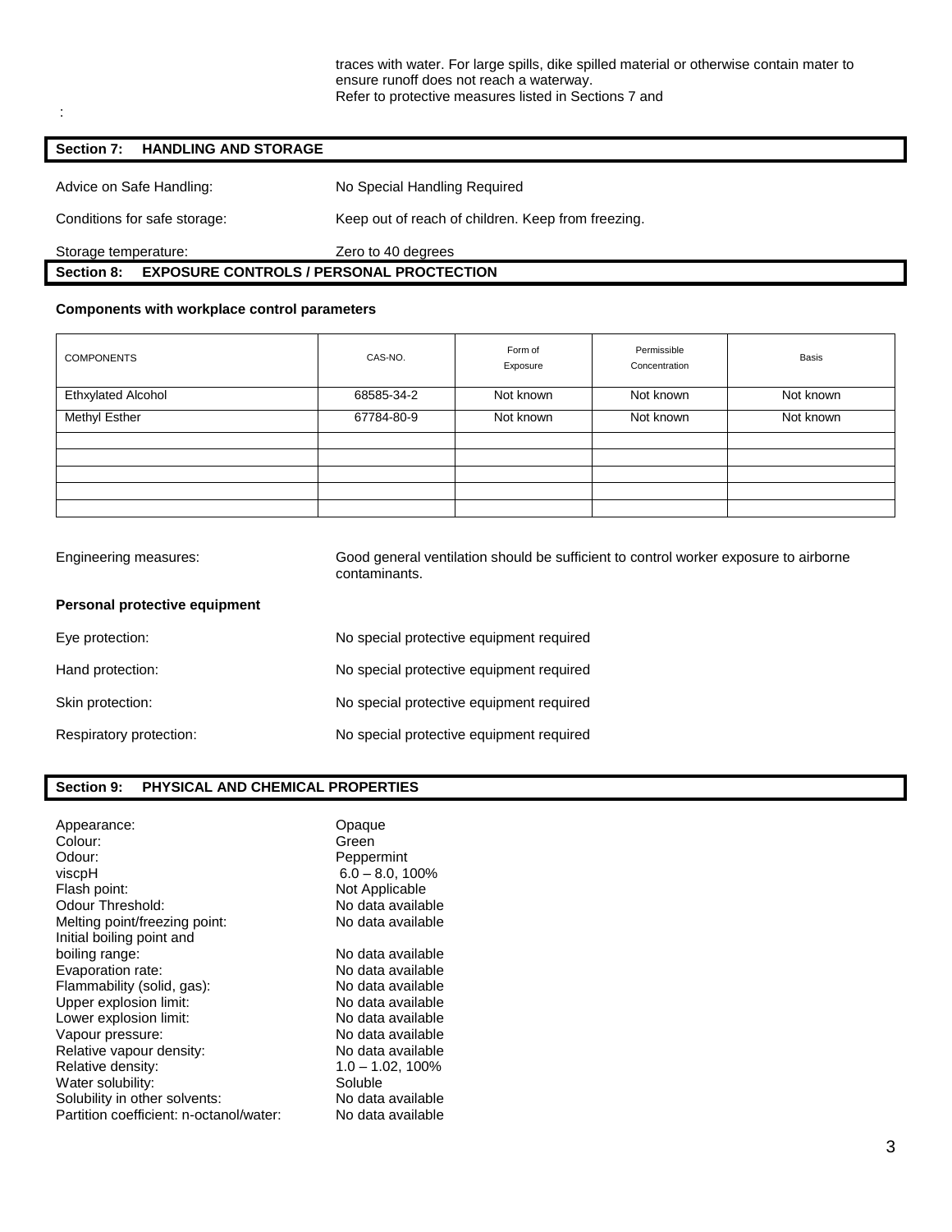traces with water. For large spills, dike spilled material or otherwise contain mater to ensure runoff does not reach a waterway.
Refer to protective measures listed in Sections 7 and

:

## Section 7: HANDLING AND STORAGE

Advice on Safe Handling: No Special Handling Required

Conditions for safe storage: Keep out of reach of children. Keep from freezing.

Storage temperature: Zero to 40 degrees

## Section 8: EXPOSURE CONTROLS / PERSONAL PROCTECTION

**Components with workplace control parameters**

| COMPONENTS | CAS-NO. | Form of Exposure | Permissible Concentration | Basis |
|---|---|---|---|---|
| Ethxylated Alcohol | 68585-34-2 | Not known | Not known | Not known |
| Methyl Esther | 67784-80-9 | Not known | Not known | Not known |
| | | | | |
| | | | | |
| | | | | |
| | | | | |
| | | | | |

Engineering measures: Good general ventilation should be sufficient to control worker exposure to airborne contaminants.

**Personal protective equipment**

Eye protection: No special protective equipment required

Hand protection: No special protective equipment required

Skin protection: No special protective equipment required

Respiratory protection: No special protective equipment required

## Section 9: PHYSICAL AND CHEMICAL PROPERTIES

Appearance: Opaque
Colour: Green
Odour: Peppermint
viscpH 6.0 – 8.0, 100%
Flash point: Not Applicable
Odour Threshold: No data available
Melting point/freezing point: No data available
Initial boiling point and boiling range: No data available
Evaporation rate: No data available
Flammability (solid, gas): No data available
Upper explosion limit: No data available
Lower explosion limit: No data available
Vapour pressure: No data available
Relative vapour density: No data available
Relative density: 1.0 – 1.02, 100%
Water solubility: Soluble
Solubility in other solvents: No data available
Partition coefficient: n-octanol/water: No data available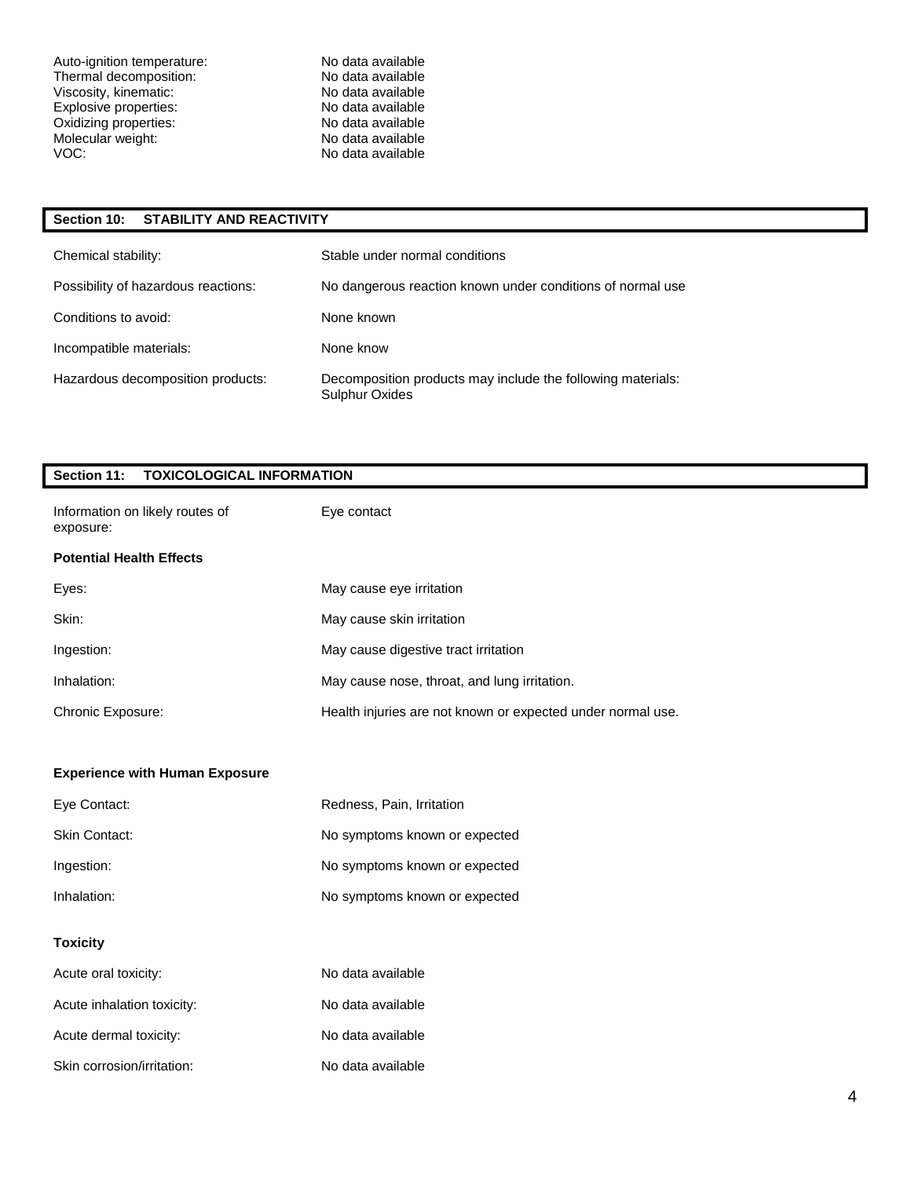| | |
|---|---|
| Auto-ignition temperature: | No data available |
| Thermal decomposition: | No data available |
| Viscosity, kinematic: | No data available |
| Explosive properties: | No data available |
| Oxidizing properties: | No data available |
| Molecular weight: | No data available |
| VOC: | No data available |

## Section 10: STABILITY AND REACTIVITY

| | |
|---|---|
| Chemical stability: | Stable under normal conditions |
| Possibility of hazardous reactions: | No dangerous reaction known under conditions of normal use |
| Conditions to avoid: | None known |
| Incompatible materials: | None know |
| Hazardous decomposition products: | Decomposition products may include the following materials: Sulphur Oxides |

## Section 11: TOXICOLOGICAL INFORMATION

| | |
|---|---|
| Information on likely routes of exposure: | Eye contact |

**Potential Health Effects**

| | |
|---|---|
| Eyes: | May cause eye irritation |
| Skin: | May cause skin irritation |
| Ingestion: | May cause digestive tract irritation |
| Inhalation: | May cause nose, throat, and lung irritation. |
| Chronic Exposure: | Health injuries are not known or expected under normal use. |

**Experience with Human Exposure**

| | |
|---|---|
| Eye Contact: | Redness, Pain, Irritation |
| Skin Contact: | No symptoms known or expected |
| Ingestion: | No symptoms known or expected |
| Inhalation: | No symptoms known or expected |

**Toxicity**

| | |
|---|---|
| Acute oral toxicity: | No data available |
| Acute inhalation toxicity: | No data available |
| Acute dermal toxicity: | No data available |
| Skin corrosion/irritation: | No data available |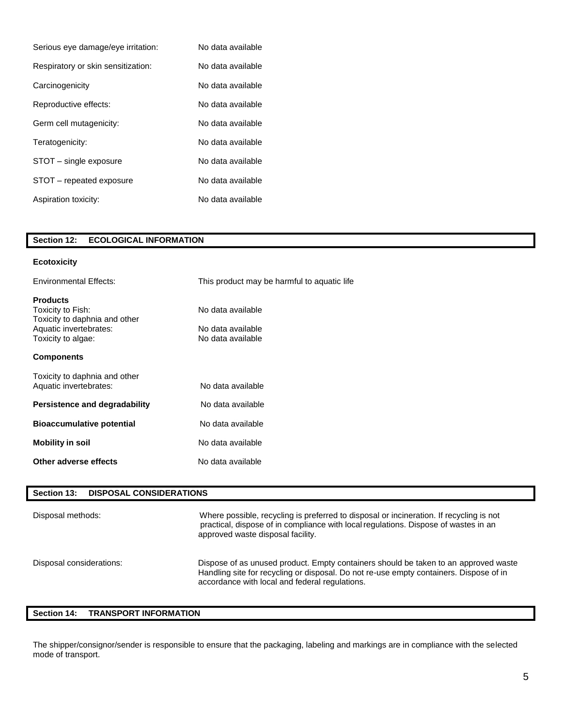| | |
|---|---|
| Serious eye damage/eye irritation: | No data available |
| Respiratory or skin sensitization: | No data available |
| Carcinogenicity | No data available |
| Reproductive effects: | No data available |
| Germ cell mutagenicity: | No data available |
| Teratogenicity: | No data available |
| STOT – single exposure | No data available |
| STOT – repeated exposure | No data available |
| Aspiration toxicity: | No data available |

## Section 12: ECOLOGICAL INFORMATION

**Ecotoxicity**

| | |
|---|---|
| Environmental Effects: | This product may be harmful to aquatic life |

**Products**

| | |
|---|---|
| Toxicity to Fish: | No data available |
| Toxicity to daphnia and other Aquatic invertebrates: | No data available |
| Toxicity to algae: | No data available |

**Components**

| | |
|---|---|
| Toxicity to daphnia and other Aquatic invertebrates: | No data available |
| **Persistence and degradability** | No data available |
| **Bioaccumulative potential** | No data available |
| **Mobility in soil** | No data available |
| **Other adverse effects** | No data available |

## Section 13: DISPOSAL CONSIDERATIONS

| | |
|---|---|
| Disposal methods: | Where possible, recycling is preferred to disposal or incineration. If recycling is not practical, dispose of in compliance with local regulations. Dispose of wastes in an approved waste disposal facility. |
| Disposal considerations: | Dispose of as unused product. Empty containers should be taken to an approved waste Handling site for recycling or disposal. Do not re-use empty containers. Dispose of in accordance with local and federal regulations. |

## Section 14: TRANSPORT INFORMATION

The shipper/consignor/sender is responsible to ensure that the packaging, labeling and markings are in compliance with the selected mode of transport.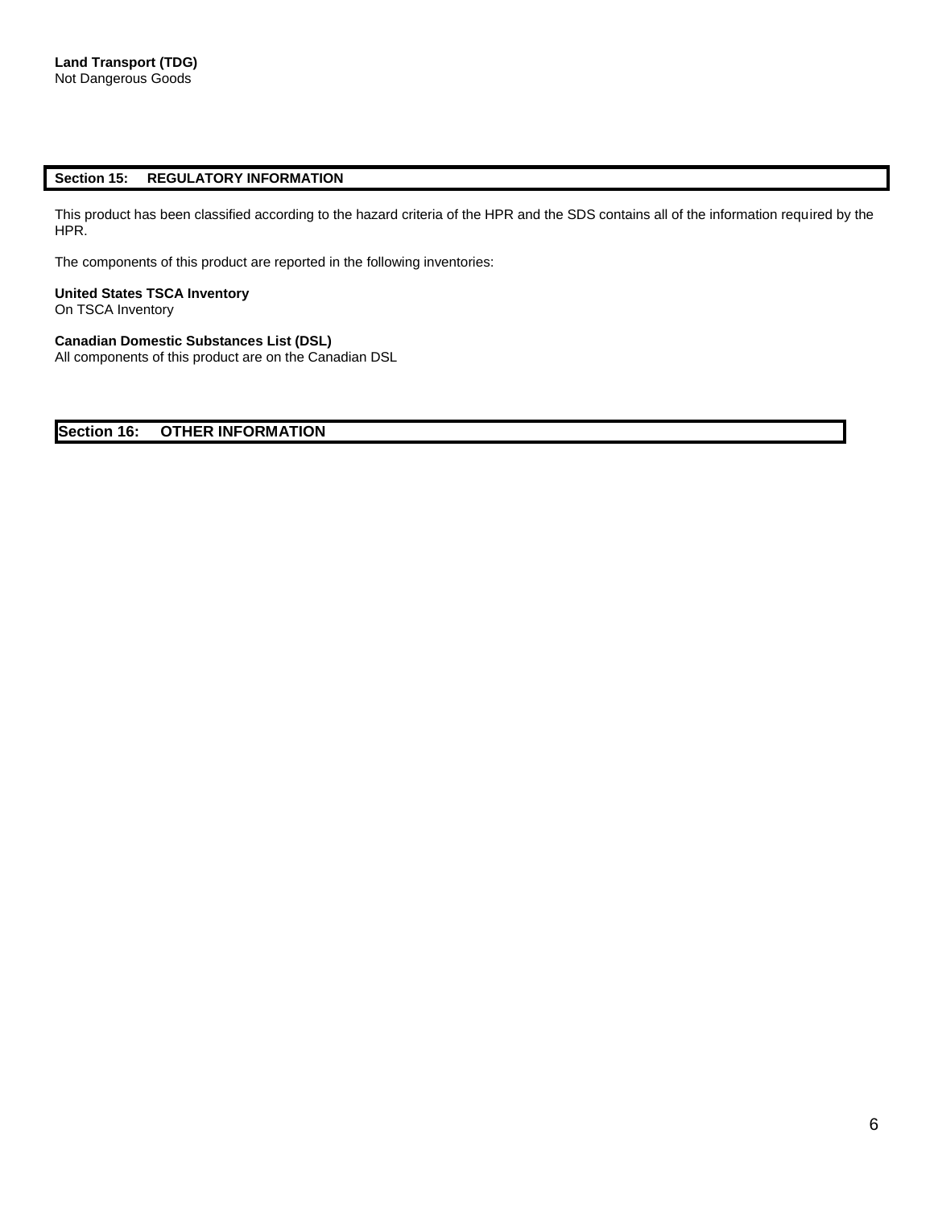**Land Transport (TDG)**
Not Dangerous Goods

## Section 15: REGULATORY INFORMATION

This product has been classified according to the hazard criteria of the HPR and the SDS contains all of the information required by the HPR.

The components of this product are reported in the following inventories:

**United States TSCA Inventory**
On TSCA Inventory

**Canadian Domestic Substances List (DSL)**
All components of this product are on the Canadian DSL

## Section 16: OTHER INFORMATION